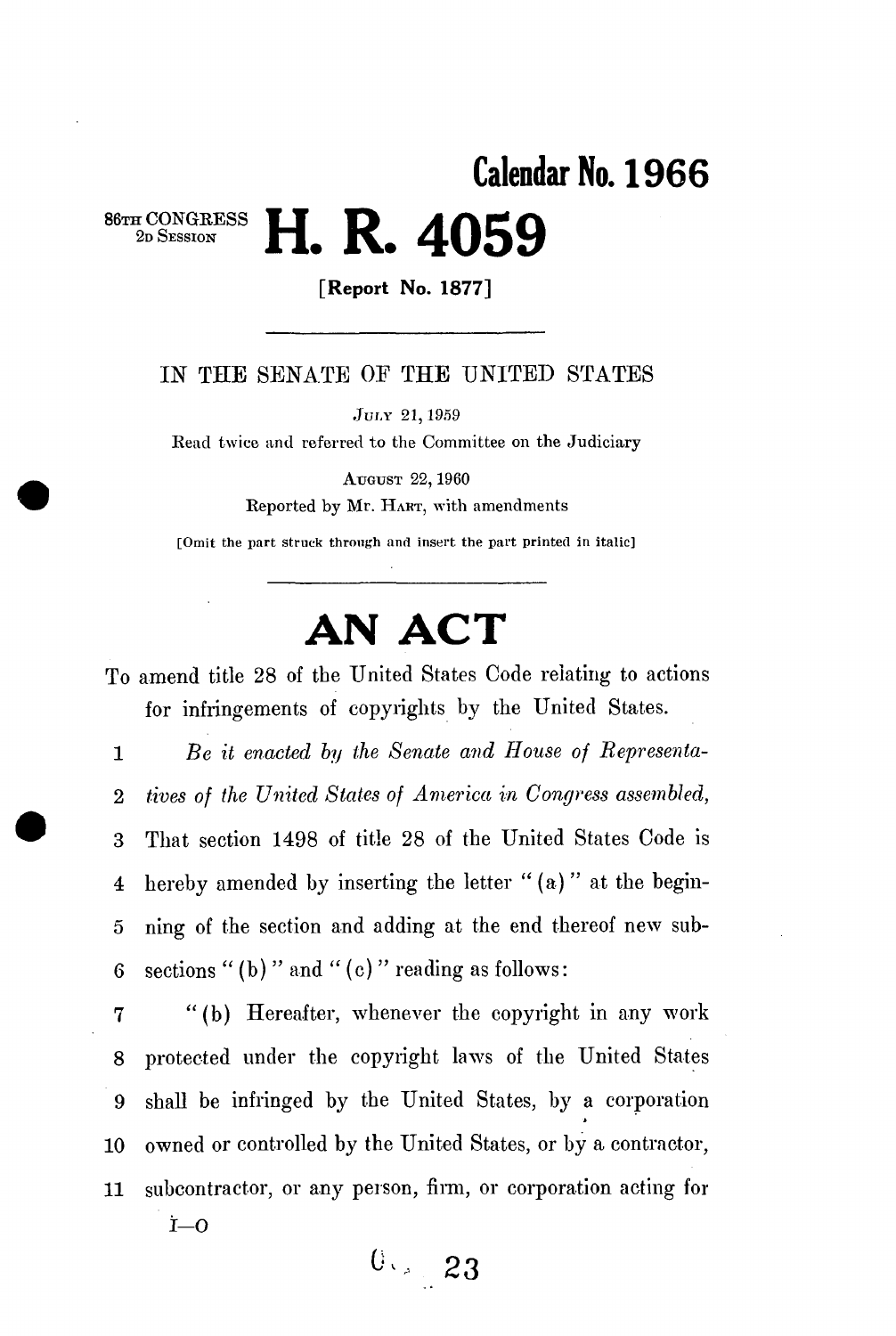**Calendar No. 1966**

86TH CONGRESS
2D SESSION

# H. R. 4059

**[Report No. 1877]**

---

IN THE SENATE OF THE UNITED STATES

JULY 21, 1959

Read twice and referred to the Committee on the Judiciary

AUGUST 22, 1960

Reported by Mr. HART, with amendments

[Omit the part struck through and insert the part printed in italic]

---

# AN ACT

To amend title 28 of the United States Code relating to actions for infringements of copyrights by the United States.

1 *Be it enacted by the Senate and House of Representa-*
2 *tives of the United States of America in Congress assembled,*
3 That section 1498 of title 28 of the United States Code is
4 hereby amended by inserting the letter "(a)" at the begin-
5 ning of the section and adding at the end thereof new sub-
6 sections "(b)" and "(c)" reading as follows:
7 "(b) Hereafter, whenever the copyright in any work
8 protected under the copyright laws of the United States
9 shall be infringed by the United States, by a corporation
10 owned or controlled by the United States, or by a contractor,
11 subcontractor, or any person, firm, or corporation acting for

I—O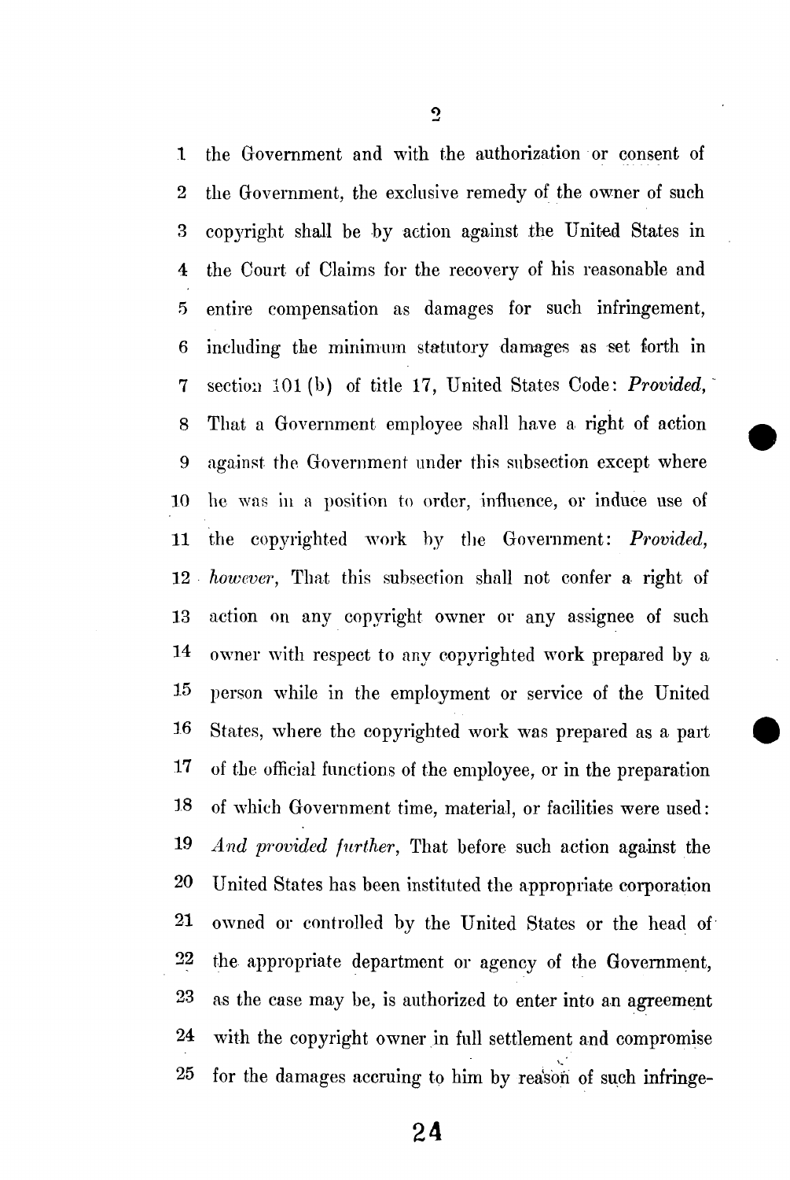the Government and with the authorization or consent of the Government, the exclusive remedy of the owner of such copyright shall be by action against the United States in the Court of Claims for the recovery of his reasonable and entire compensation as damages for such infringement, including the minimum statutory damages as set forth in section 101 (b) of title 17, United States Code: *Provided*, That a Government employee shall have a right of action against the Government under this subsection except where he was in a position to order, influence, or induce use of the copyrighted work by the Government: *Provided, however*, That this subsection shall not confer a right of action on any copyright owner or any assignee of such owner with respect to any copyrighted work prepared by a person while in the employment or service of the United States, where the copyrighted work was prepared as a part of the official functions of the employee, or in the preparation of which Government time, material, or facilities were used: *And provided further*, That before such action against the United States has been instituted the appropriate corporation owned or controlled by the United States or the head of the appropriate department or agency of the Government, as the case may be, is authorized to enter into an agreement with the copyright owner in full settlement and compromise for the damages accruing to him by reason of such infringe-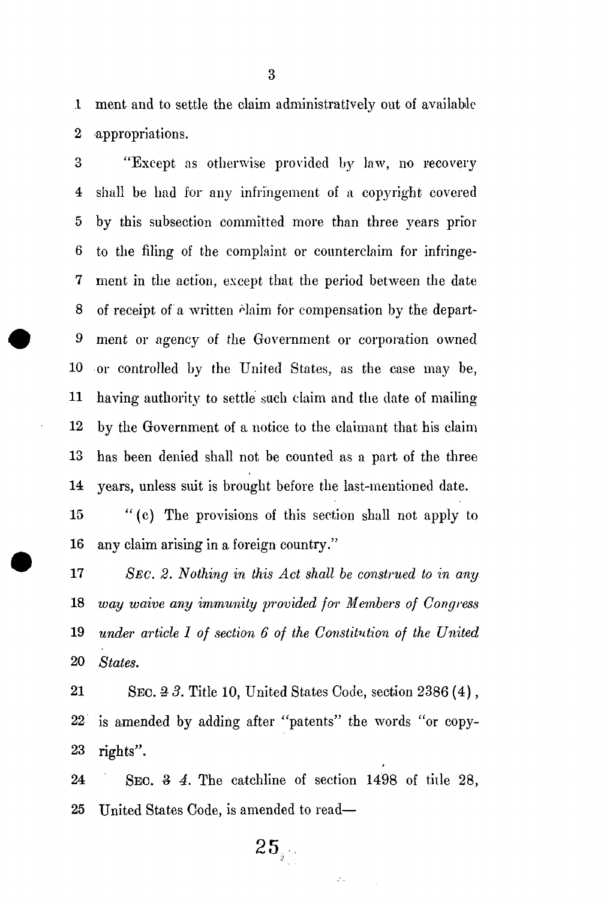ment and to settle the claim administratively out of available appropriations.

"Except as otherwise provided by law, no recovery shall be had for any infringement of a copyright covered by this subsection committed more than three years prior to the filing of the complaint or counterclaim for infringement in the action, except that the period between the date of receipt of a written claim for compensation by the department or agency of the Government or corporation owned or controlled by the United States, as the case may be, having authority to settle such claim and the date of mailing by the Government of a notice to the claimant that his claim has been denied shall not be counted as a part of the three years, unless suit is brought before the last-mentioned date.

"(c) The provisions of this section shall not apply to any claim arising in a foreign country."

*SEC. 2. Nothing in this Act shall be construed to in any way waive any immunity provided for Members of Congress under article I of section 6 of the Constitution of the United States.*

SEC. ~~2~~ *3*. Title 10, United States Code, section 2386 (4), is amended by adding after "patents" the words "or copyrights".

SEC. ~~3~~ *4*. The catchline of section 1498 of title 28, United States Code, is amended to read—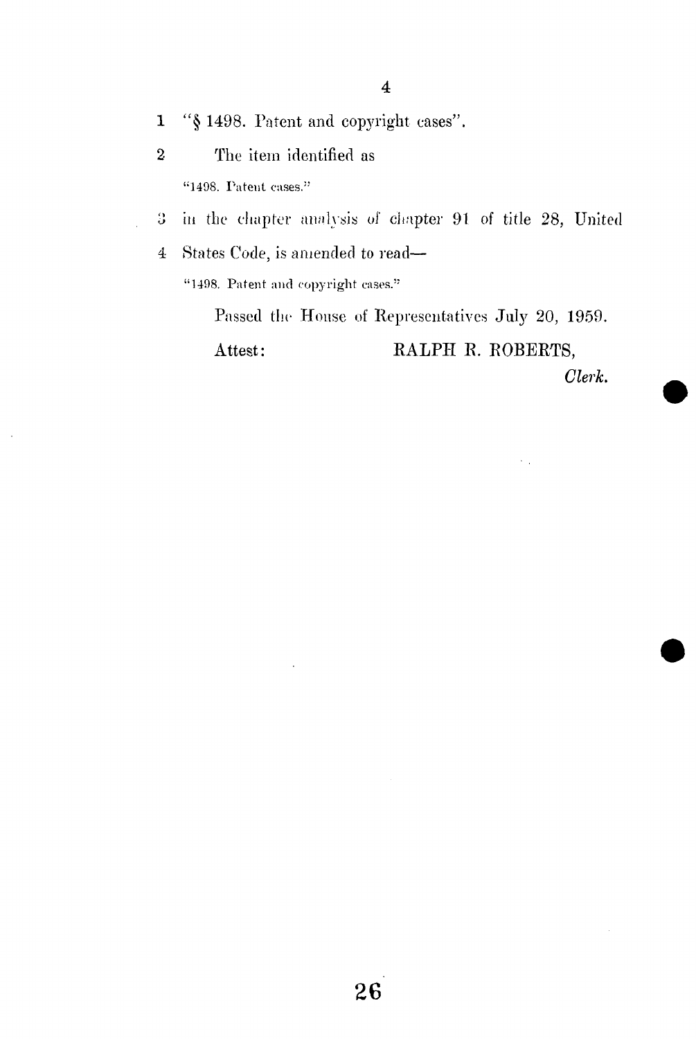1 "§ 1498. Patent and copyright cases".

2 The item identified as

"1498. Patent cases."

3 in the chapter analysis of chapter 91 of title 28, United

4 States Code, is amended to read—

"1498. Patent and copyright cases."

Passed the House of Representatives July 20, 1959.

Attest: RALPH R. ROBERTS,

*Clerk.*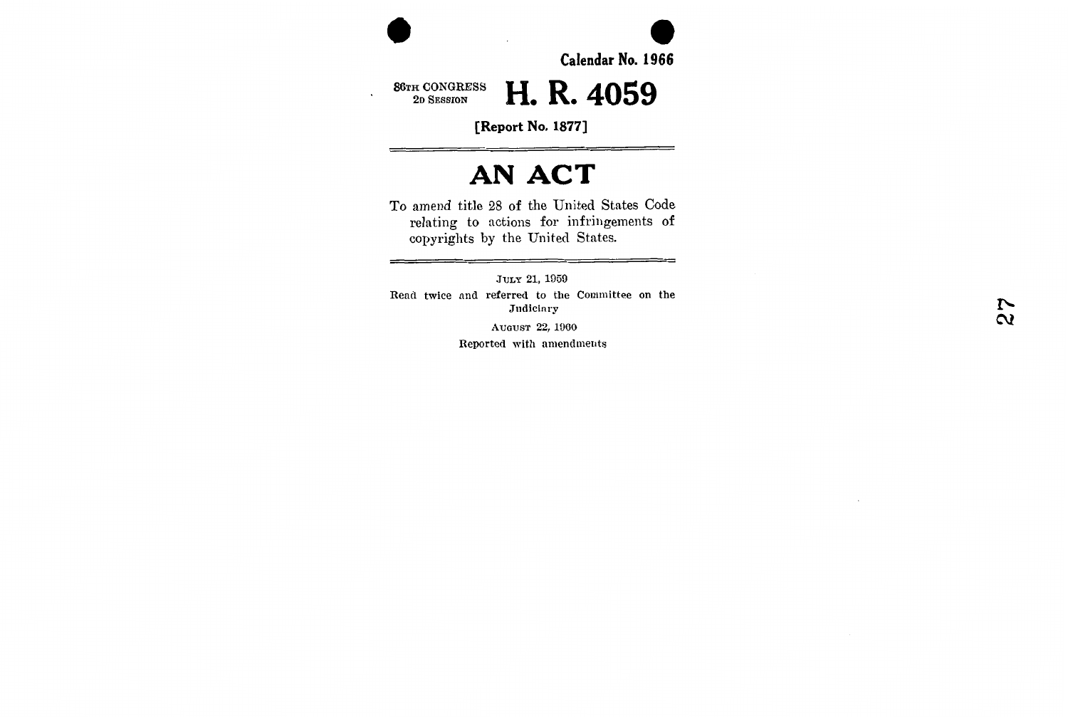Calendar No. 1966

86TH CONGRESS
2D SESSION

# H. R. 4059

**[Report No. 1877]**

---

# AN ACT

To amend title 28 of the United States Code relating to actions for infringements of copyrights by the United States.

---

JULY 21, 1959

Read twice and referred to the Committee on the Judiciary

AUGUST 22, 1960

Reported with amendments